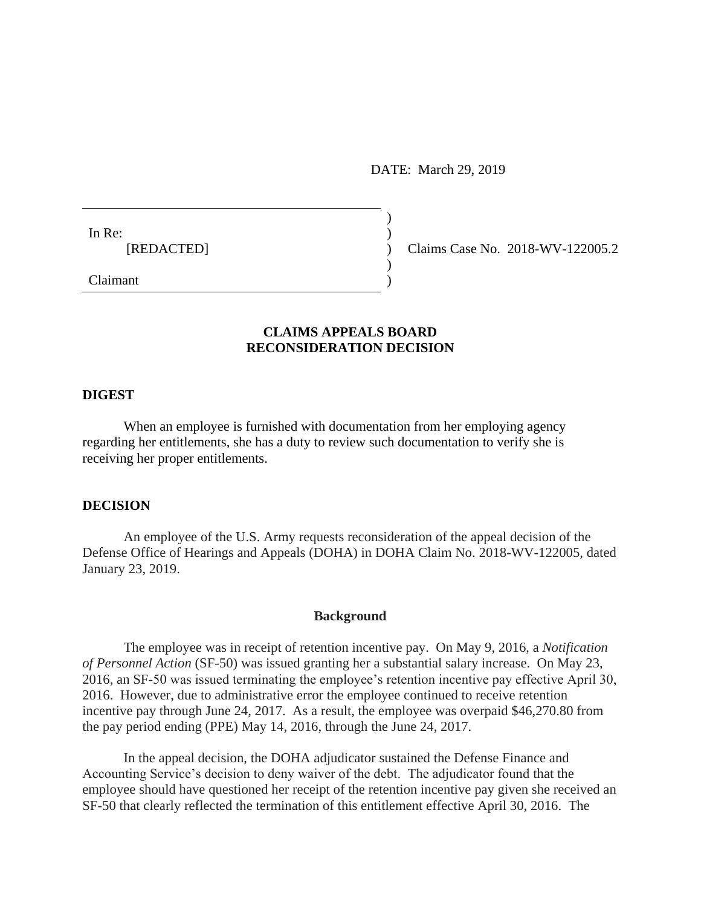DATE: March 29, 2019

In Re:
[REDACTED]

Claimant

Claims Case No. 2018-WV-122005.2

## CLAIMS APPEALS BOARD
## RECONSIDERATION DECISION

### DIGEST

When an employee is furnished with documentation from her employing agency regarding her entitlements, she has a duty to review such documentation to verify she is receiving her proper entitlements.

### DECISION

An employee of the U.S. Army requests reconsideration of the appeal decision of the Defense Office of Hearings and Appeals (DOHA) in DOHA Claim No. 2018-WV-122005, dated January 23, 2019.

#### Background

The employee was in receipt of retention incentive pay. On May 9, 2016, a *Notification of Personnel Action* (SF-50) was issued granting her a substantial salary increase. On May 23, 2016, an SF-50 was issued terminating the employee's retention incentive pay effective April 30, 2016. However, due to administrative error the employee continued to receive retention incentive pay through June 24, 2017. As a result, the employee was overpaid $46,270.80 from the pay period ending (PPE) May 14, 2016, through the June 24, 2017.

In the appeal decision, the DOHA adjudicator sustained the Defense Finance and Accounting Service's decision to deny waiver of the debt. The adjudicator found that the employee should have questioned her receipt of the retention incentive pay given she received an SF-50 that clearly reflected the termination of this entitlement effective April 30, 2016. The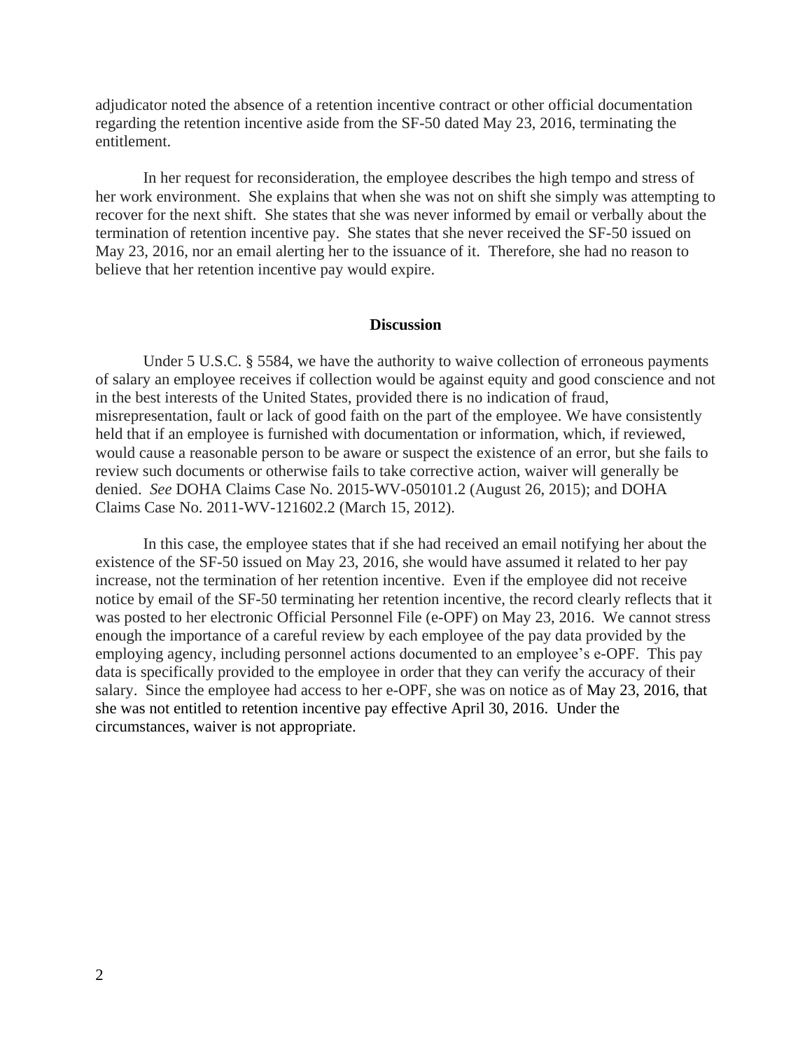adjudicator noted the absence of a retention incentive contract or other official documentation regarding the retention incentive aside from the SF-50 dated May 23, 2016, terminating the entitlement.

In her request for reconsideration, the employee describes the high tempo and stress of her work environment. She explains that when she was not on shift she simply was attempting to recover for the next shift. She states that she was never informed by email or verbally about the termination of retention incentive pay. She states that she never received the SF-50 issued on May 23, 2016, nor an email alerting her to the issuance of it. Therefore, she had no reason to believe that her retention incentive pay would expire.

## Discussion

Under 5 U.S.C. § 5584, we have the authority to waive collection of erroneous payments of salary an employee receives if collection would be against equity and good conscience and not in the best interests of the United States, provided there is no indication of fraud, misrepresentation, fault or lack of good faith on the part of the employee. We have consistently held that if an employee is furnished with documentation or information, which, if reviewed, would cause a reasonable person to be aware or suspect the existence of an error, but she fails to review such documents or otherwise fails to take corrective action, waiver will generally be denied. *See* DOHA Claims Case No. 2015-WV-050101.2 (August 26, 2015); and DOHA Claims Case No. 2011-WV-121602.2 (March 15, 2012).

In this case, the employee states that if she had received an email notifying her about the existence of the SF-50 issued on May 23, 2016, she would have assumed it related to her pay increase, not the termination of her retention incentive. Even if the employee did not receive notice by email of the SF-50 terminating her retention incentive, the record clearly reflects that it was posted to her electronic Official Personnel File (e-OPF) on May 23, 2016. We cannot stress enough the importance of a careful review by each employee of the pay data provided by the employing agency, including personnel actions documented to an employee's e-OPF. This pay data is specifically provided to the employee in order that they can verify the accuracy of their salary. Since the employee had access to her e-OPF, she was on notice as of May 23, 2016, that she was not entitled to retention incentive pay effective April 30, 2016. Under the circumstances, waiver is not appropriate.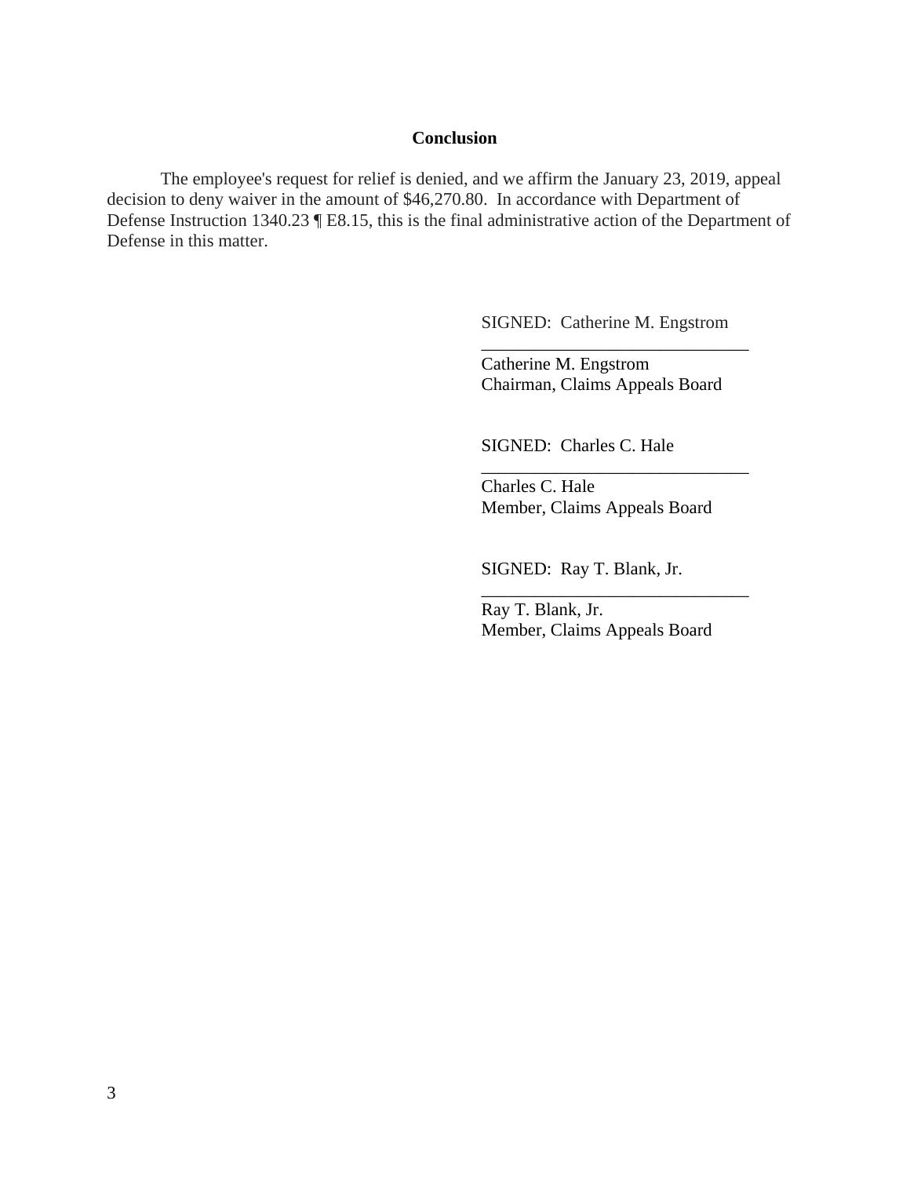## Conclusion

The employee's request for relief is denied, and we affirm the January 23, 2019, appeal decision to deny waiver in the amount of $46,270.80. In accordance with Department of Defense Instruction 1340.23 ¶ E8.15, this is the final administrative action of the Department of Defense in this matter.

SIGNED: Catherine M. Engstrom

\_\_\_\_\_\_\_\_\_\_\_\_\_\_\_\_\_\_\_\_\_\_\_\_\_\_\_\_\_\_

Catherine M. Engstrom
Chairman, Claims Appeals Board

SIGNED: Charles C. Hale

\_\_\_\_\_\_\_\_\_\_\_\_\_\_\_\_\_\_\_\_\_\_\_\_\_\_\_\_\_\_

Charles C. Hale
Member, Claims Appeals Board

SIGNED: Ray T. Blank, Jr.

\_\_\_\_\_\_\_\_\_\_\_\_\_\_\_\_\_\_\_\_\_\_\_\_\_\_\_\_\_\_

Ray T. Blank, Jr.
Member, Claims Appeals Board